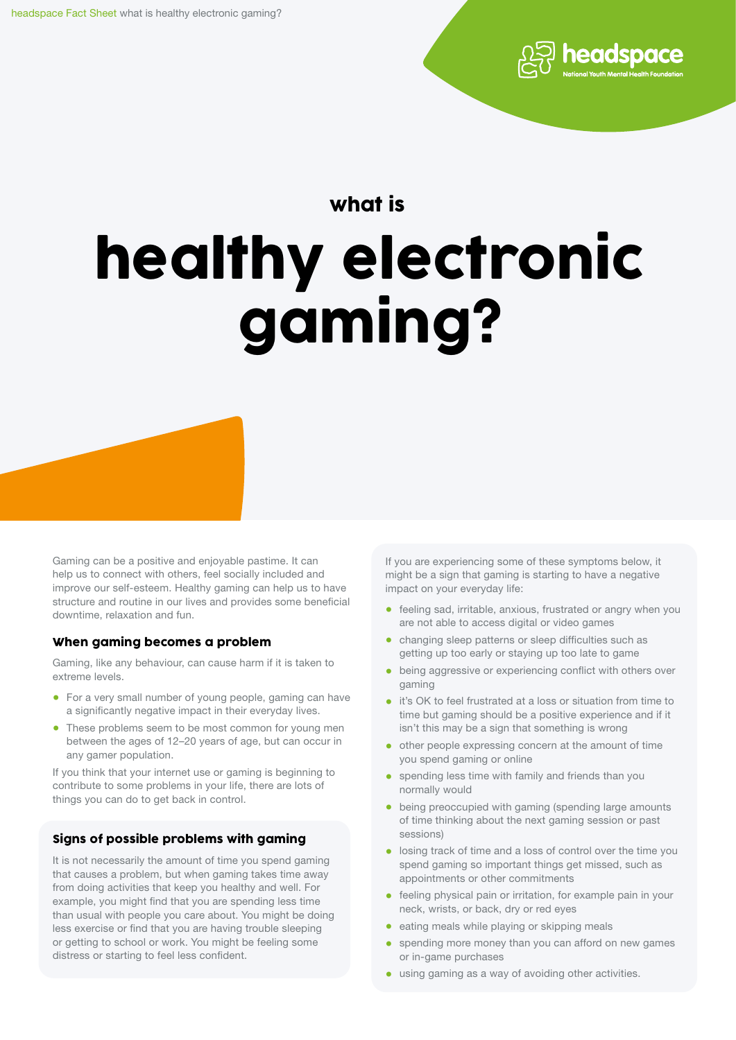# what is healthy electronic gaming?

Gaming can be a positive and enjoyable pastime. It can help us to connect with others, feel socially included and improve our self-esteem. Healthy gaming can help us to have structure and routine in our lives and provides some beneficial downtime, relaxation and fun.

## When gaming becomes a problem

Gaming, like any behaviour, can cause harm if it is taken to extreme levels.

- For a very small number of young people, gaming can have a significantly negative impact in their everyday lives.
- These problems seem to be most common for young men between the ages of 12–20 years of age, but can occur in any gamer population.

If you think that your internet use or gaming is beginning to contribute to some problems in your life, there are lots of things you can do to get back in control.

## Signs of possible problems with gaming

It is not necessarily the amount of time you spend gaming that causes a problem, but when gaming takes time away from doing activities that keep you healthy and well. For example, you might find that you are spending less time than usual with people you care about. You might be doing less exercise or find that you are having trouble sleeping or getting to school or work. You might be feeling some distress or starting to feel less confident.

If you are experiencing some of these symptoms below, it might be a sign that gaming is starting to have a negative impact on your everyday life:

- feeling sad, irritable, anxious, frustrated or angry when you are not able to access digital or video games
- changing sleep patterns or sleep difficulties such as getting up too early or staying up too late to game
- being aggressive or experiencing conflict with others over gaming
- it's OK to feel frustrated at a loss or situation from time to time but gaming should be a positive experience and if it isn't this may be a sign that something is wrong
- other people expressing concern at the amount of time you spend gaming or online
- spending less time with family and friends than you normally would
- being preoccupied with gaming (spending large amounts of time thinking about the next gaming session or past sessions)
- losing track of time and a loss of control over the time you spend gaming so important things get missed, such as appointments or other commitments
- feeling physical pain or irritation, for example pain in your neck, wrists, or back, dry or red eyes
- eating meals while playing or skipping meals
- spending more money than you can afford on new games or in-game purchases
- using gaming as a way of avoiding other activities.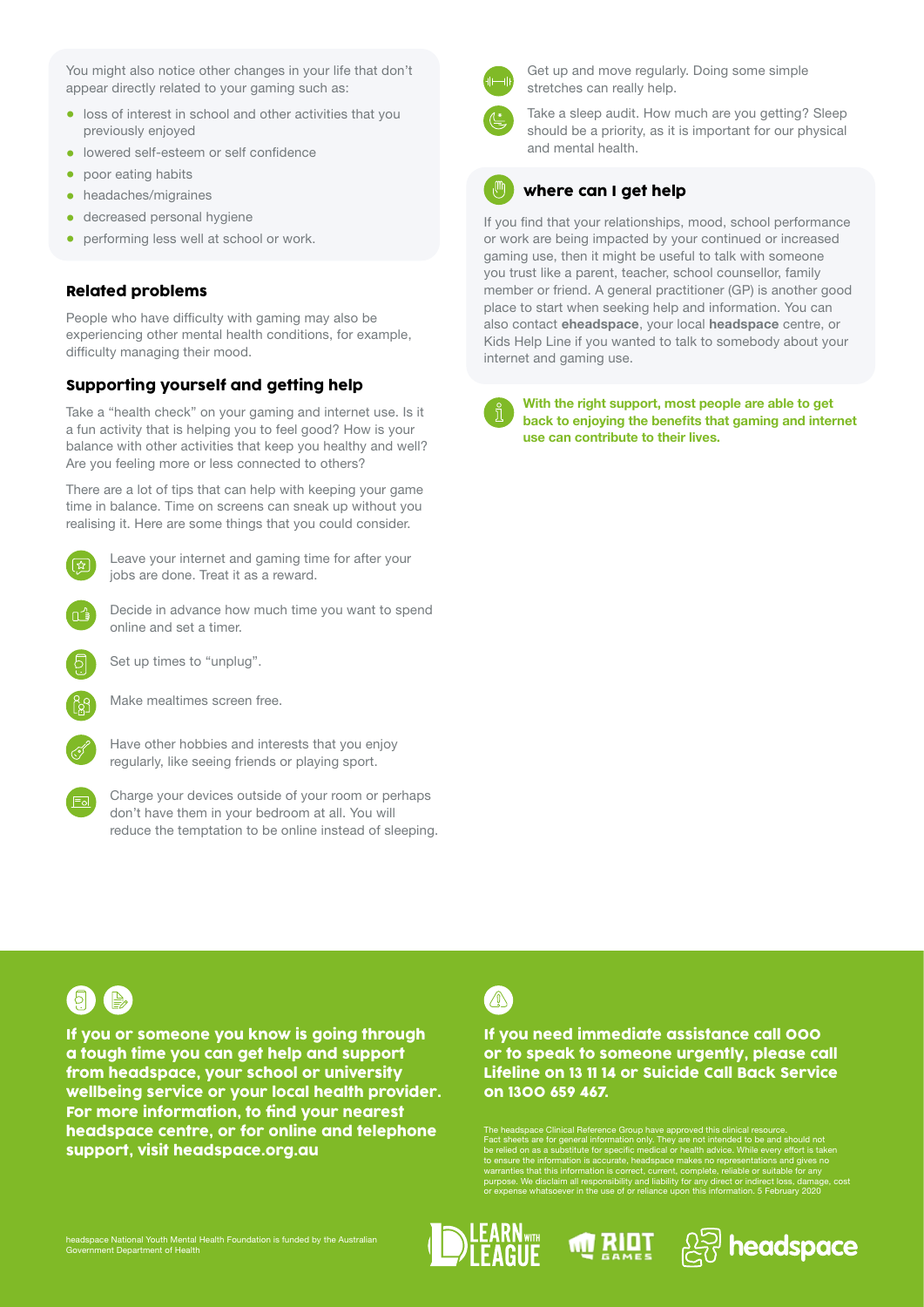You might also notice other changes in your life that don't appear directly related to your gaming such as:

- loss of interest in school and other activities that you previously enjoyed
- lowered self-esteem or self confidence
- poor eating habits
- headaches/migraines
- decreased personal hygiene
- performing less well at school or work.

## Related problems

People who have difficulty with gaming may also be experiencing other mental health conditions, for example, difficulty managing their mood.

## Supporting yourself and getting help

Take a "health check" on your gaming and internet use. Is it a fun activity that is helping you to feel good? How is your balance with other activities that keep you healthy and well? Are you feeling more or less connected to others?

There are a lot of tips that can help with keeping your game time in balance. Time on screens can sneak up without you realising it. Here are some things that you could consider.

- Leave your internet and gaming time for after your jobs are done. Treat it as a reward.
- Decide in advance how much time you want to spend online and set a timer.
- Set up times to "unplug".
- Make mealtimes screen free.
- Have other hobbies and interests that you enjoy regularly, like seeing friends or playing sport.
- Charge your devices outside of your room or perhaps don't have them in your bedroom at all. You will reduce the temptation to be online instead of sleeping.
- Get up and move regularly. Doing some simple stretches can really help.
- Take a sleep audit. How much are you getting? Sleep should be a priority, as it is important for our physical and mental health.

## where can I get help

If you find that your relationships, mood, school performance or work are being impacted by your continued or increased gaming use, then it might be useful to talk with someone you trust like a parent, teacher, school counsellor, family member or friend. A general practitioner (GP) is another good place to start when seeking help and information. You can also contact **eheadspace**, your local **headspace** centre, or Kids Help Line if you wanted to talk to somebody about your internet and gaming use.

**With the right support, most people are able to get back to enjoying the benefits that gaming and internet use can contribute to their lives.**

**If you or someone you know is going through a tough time you can get help and support from headspace, your school or university wellbeing service or your local health provider. For more information, to find your nearest headspace centre, or for online and telephone support, visit headspace.org.au**

**If you need immediate assistance call 000 or to speak to someone urgently, please call Lifeline on 13 11 14 or Suicide Call Back Service on 1300 659 467.**

The headspace Clinical Reference Group have approved this clinical resource. Fact sheets are for general information only. They are not intended to be and should not be relied on as a substitute for specific medical or health advice. While every effort is taken to ensure the information is accurate, headspace makes no representations and gives no warranties that this information is correct, current, complete, reliable or suitable for any purpose. We disclaim all responsibility and liability for any direct or indirect loss, damage, cost or expense whatsoever in the use of or reliance upon this information. 5 February 2020

headspace National Youth Mental Health Foundation is funded by the Australian Government Department of Health

LEARN WITH LEAGUE · RIOT GAMES · headspace